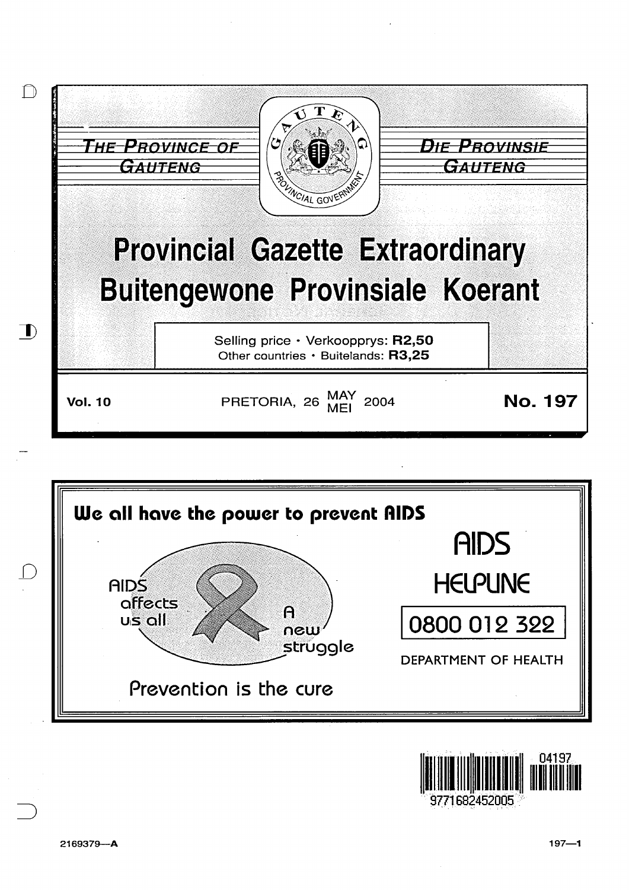THE PROVINCE OF GAUTENG

DIE PROVINSIE GAUTENG

# Provincial Gazette Extraordinary
# Buitengewone Provinsiale Koerant

Selling price • Verkoopprys: **R2,50**
Other countries • Buitelands: **R3,25**

**Vol. 10** | PRETORIA, 26 MAY / MEI 2004 | **No. 197**

**We all have the power to prevent AIDS**

AIDS affects us all

A new struggle

Prevention is the cure

AIDS HELPLINE

0800 012 322

DEPARTMENT OF HEALTH

2169379—A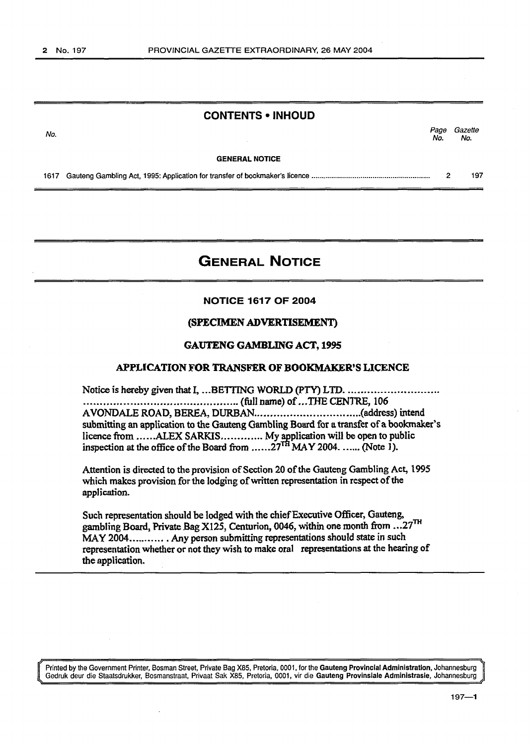## CONTENTS • INHOUD

| No. | | Page No. | Gazette No. |
|---|---|---|---|
| | **GENERAL NOTICE** | | |
| 1617 | Gauteng Gambling Act, 1995: Application for transfer of bookmaker's licence | 2 | 197 |

# GENERAL NOTICE

### NOTICE 1617 OF 2004

### (SPECIMEN ADVERTISEMENT)

### GAUTENG GAMBLING ACT, 1995

### APPLICATION FOR TRANSFER OF BOOKMAKER'S LICENCE

Notice is hereby given that I, ...BETTING WORLD (PTY) LTD. ............................ ............................................. (full name) of ...THE CENTRE, 106 AVONDALE ROAD, BEREA, DURBAN.................................(address) intend submitting an application to the Gauteng Gambling Board for a transfer of a bookmaker's licence from ......ALEX SARKIS............. My application will be open to public inspection at the office of the Board from ......27TH MAY 2004. ...... (Note 1).

Attention is directed to the provision of Section 20 of the Gauteng Gambling Act, 1995 which makes provision for the lodging of written representation in respect of the application.

Such representation should be lodged with the chief Executive Officer, Gauteng, gambling Board, Private Bag X125, Centurion, 0046, within one month from ...27TH MAY 2004............ . Any person submitting representations should state in such representation whether or not they wish to make oral representations at the hearing of the application.

Printed by the Government Printer, Bosman Street, Private Bag X85, Pretoria, 0001, for the **Gauteng Provincial Administration**, Johannesburg
Gedruk deur die Staatsdrukker, Bosmanstraat, Privaat Sak X85, Pretoria, 0001, vir die **Gauteng Provinsiale Administrasie**, Johannesburg